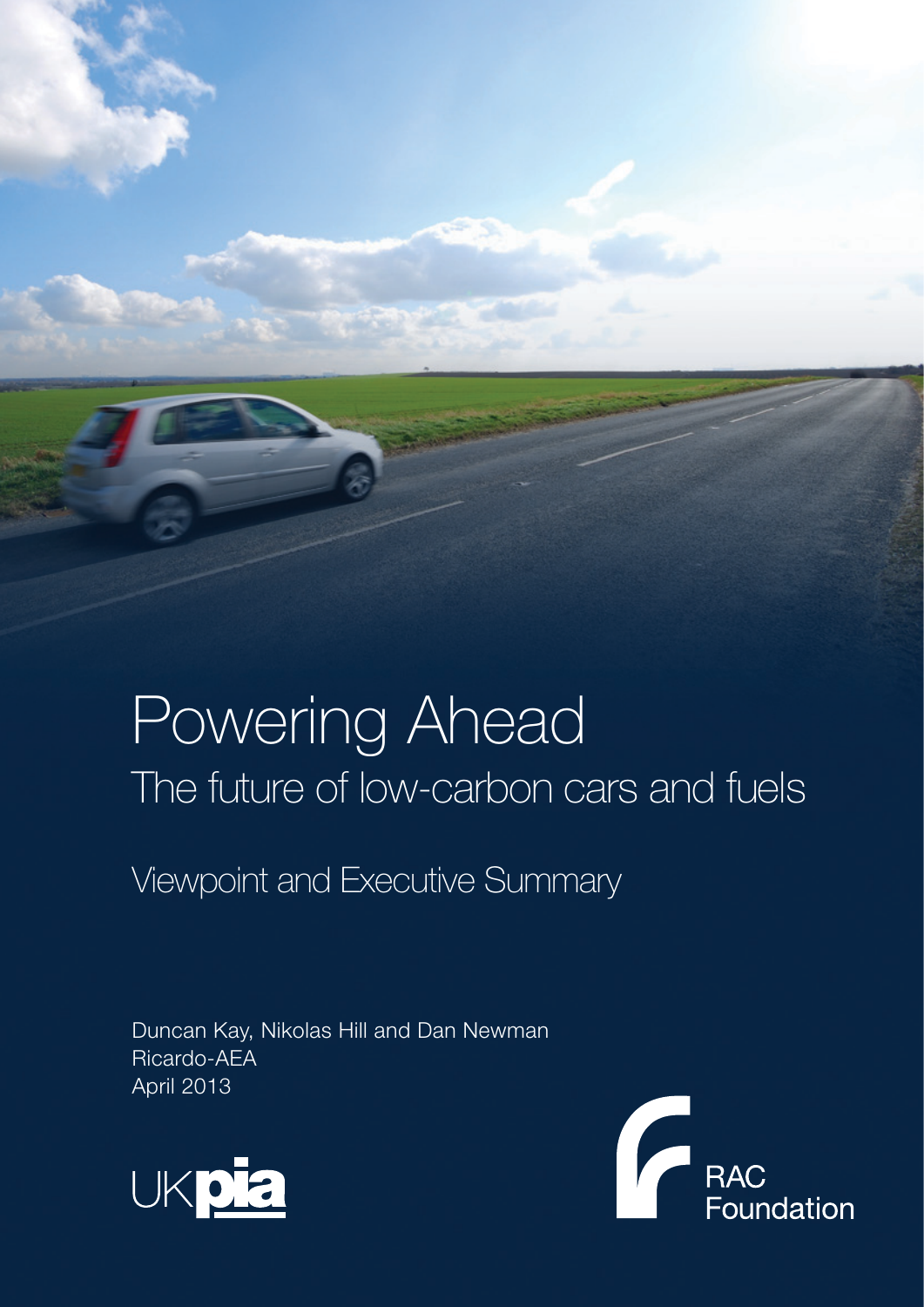# Powering Ahead

## The future of low-carbon cars and fuels

### Viewpoint and Executive Summary

Duncan Kay, Nikolas Hill and Dan Newman
Ricardo-AEA
April 2013

UKpia

RAC Foundation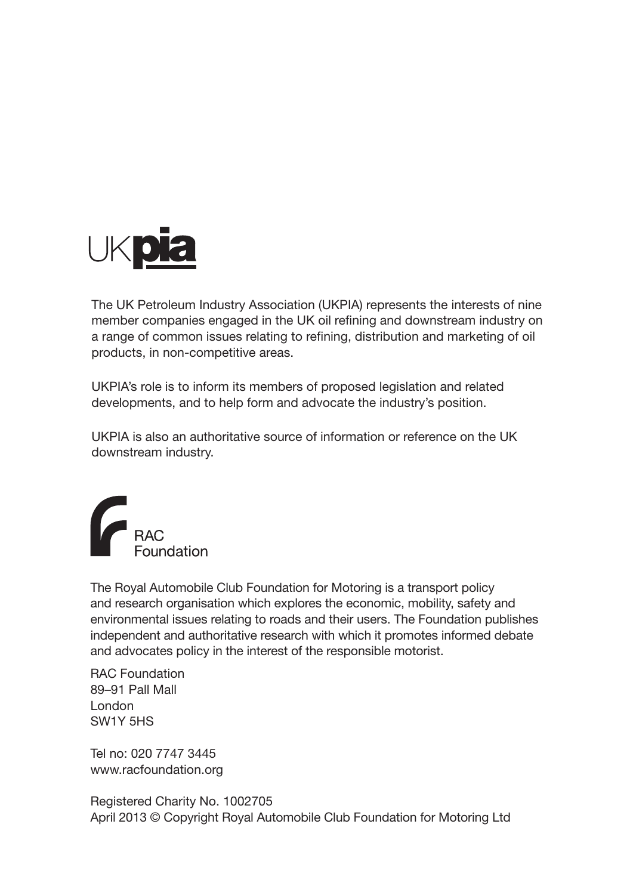The UK Petroleum Industry Association (UKPIA) represents the interests of nine member companies engaged in the UK oil refining and downstream industry on a range of common issues relating to refining, distribution and marketing of oil products, in non-competitive areas.

UKPIA's role is to inform its members of proposed legislation and related developments, and to help form and advocate the industry's position.

UKPIA is also an authoritative source of information or reference on the UK downstream industry.

RAC Foundation

The Royal Automobile Club Foundation for Motoring is a transport policy and research organisation which explores the economic, mobility, safety and environmental issues relating to roads and their users. The Foundation publishes independent and authoritative research with which it promotes informed debate and advocates policy in the interest of the responsible motorist.

RAC Foundation  
89–91 Pall Mall  
London  
SW1Y 5HS

Tel no: 020 7747 3445  
www.racfoundation.org

Registered Charity No. 1002705  
April 2013 © Copyright Royal Automobile Club Foundation for Motoring Ltd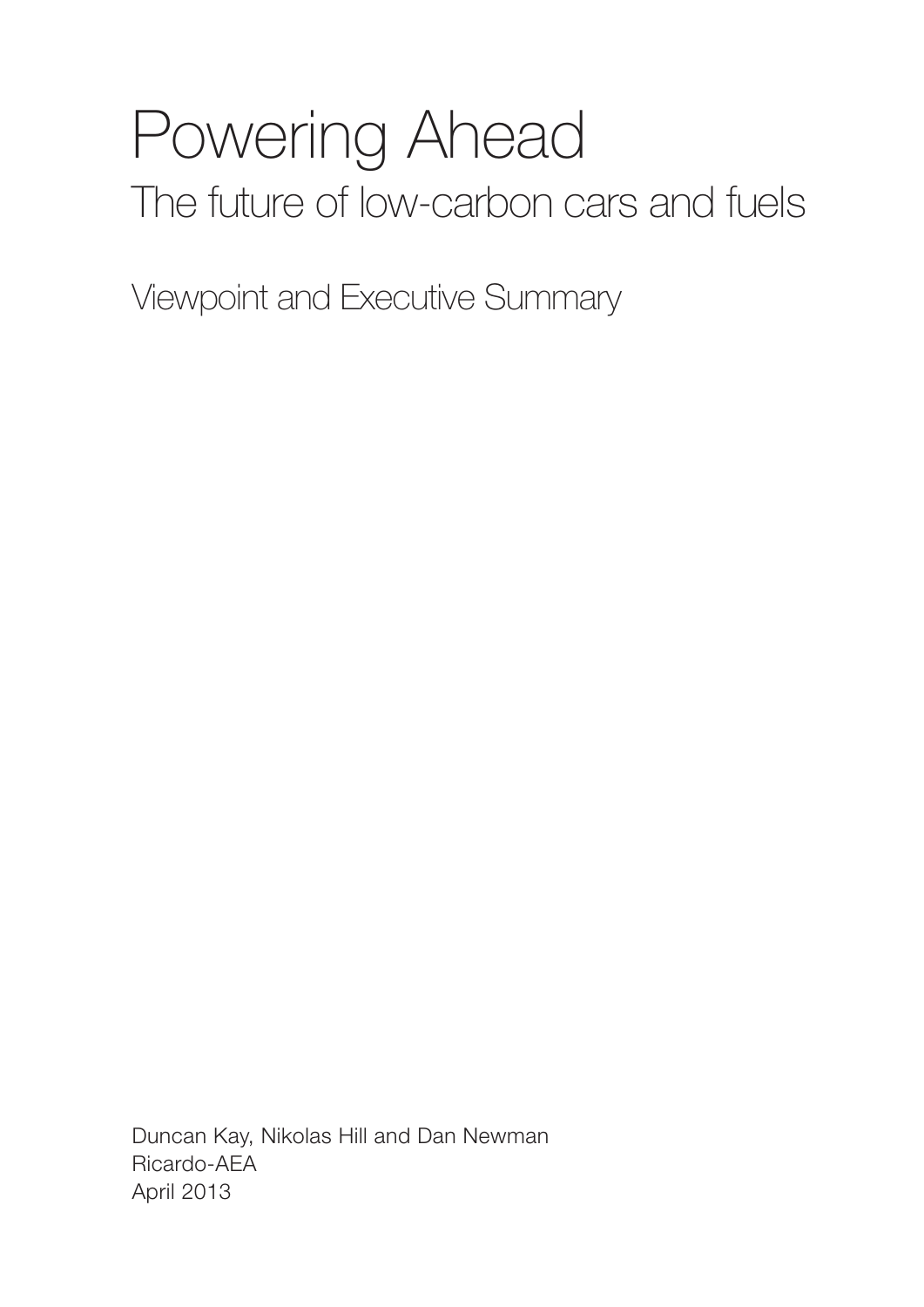# Powering Ahead

## The future of low-carbon cars and fuels

Viewpoint and Executive Summary

Duncan Kay, Nikolas Hill and Dan Newman
Ricardo-AEA
April 2013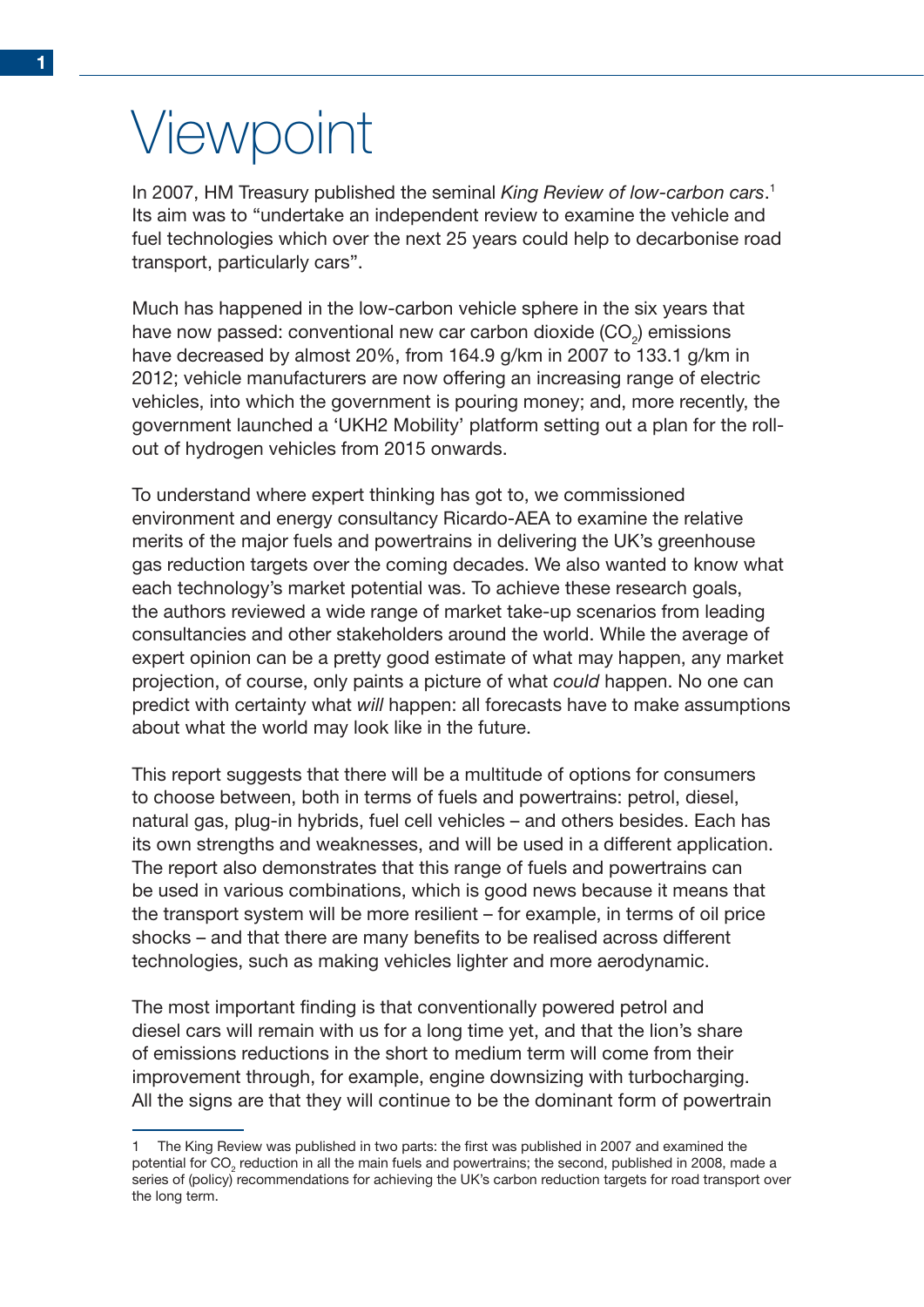# Viewpoint

In 2007, HM Treasury published the seminal *King Review of low-carbon cars*.[1] Its aim was to "undertake an independent review to examine the vehicle and fuel technologies which over the next 25 years could help to decarbonise road transport, particularly cars".

Much has happened in the low-carbon vehicle sphere in the six years that have now passed: conventional new car carbon dioxide ($CO_2$) emissions have decreased by almost 20%, from 164.9 g/km in 2007 to 133.1 g/km in 2012; vehicle manufacturers are now offering an increasing range of electric vehicles, into which the government is pouring money; and, more recently, the government launched a 'UKH2 Mobility' platform setting out a plan for the roll-out of hydrogen vehicles from 2015 onwards.

To understand where expert thinking has got to, we commissioned environment and energy consultancy Ricardo-AEA to examine the relative merits of the major fuels and powertrains in delivering the UK's greenhouse gas reduction targets over the coming decades. We also wanted to know what each technology's market potential was. To achieve these research goals, the authors reviewed a wide range of market take-up scenarios from leading consultancies and other stakeholders around the world. While the average of expert opinion can be a pretty good estimate of what may happen, any market projection, of course, only paints a picture of what *could* happen. No one can predict with certainty what *will* happen: all forecasts have to make assumptions about what the world may look like in the future.

This report suggests that there will be a multitude of options for consumers to choose between, both in terms of fuels and powertrains: petrol, diesel, natural gas, plug-in hybrids, fuel cell vehicles – and others besides. Each has its own strengths and weaknesses, and will be used in a different application. The report also demonstrates that this range of fuels and powertrains can be used in various combinations, which is good news because it means that the transport system will be more resilient – for example, in terms of oil price shocks – and that there are many benefits to be realised across different technologies, such as making vehicles lighter and more aerodynamic.

The most important finding is that conventionally powered petrol and diesel cars will remain with us for a long time yet, and that the lion's share of emissions reductions in the short to medium term will come from their improvement through, for example, engine downsizing with turbocharging. All the signs are that they will continue to be the dominant form of powertrain

---

1 The King Review was published in two parts: the first was published in 2007 and examined the potential for $CO_2$ reduction in all the main fuels and powertrains; the second, published in 2008, made a series of (policy) recommendations for achieving the UK's carbon reduction targets for road transport over the long term.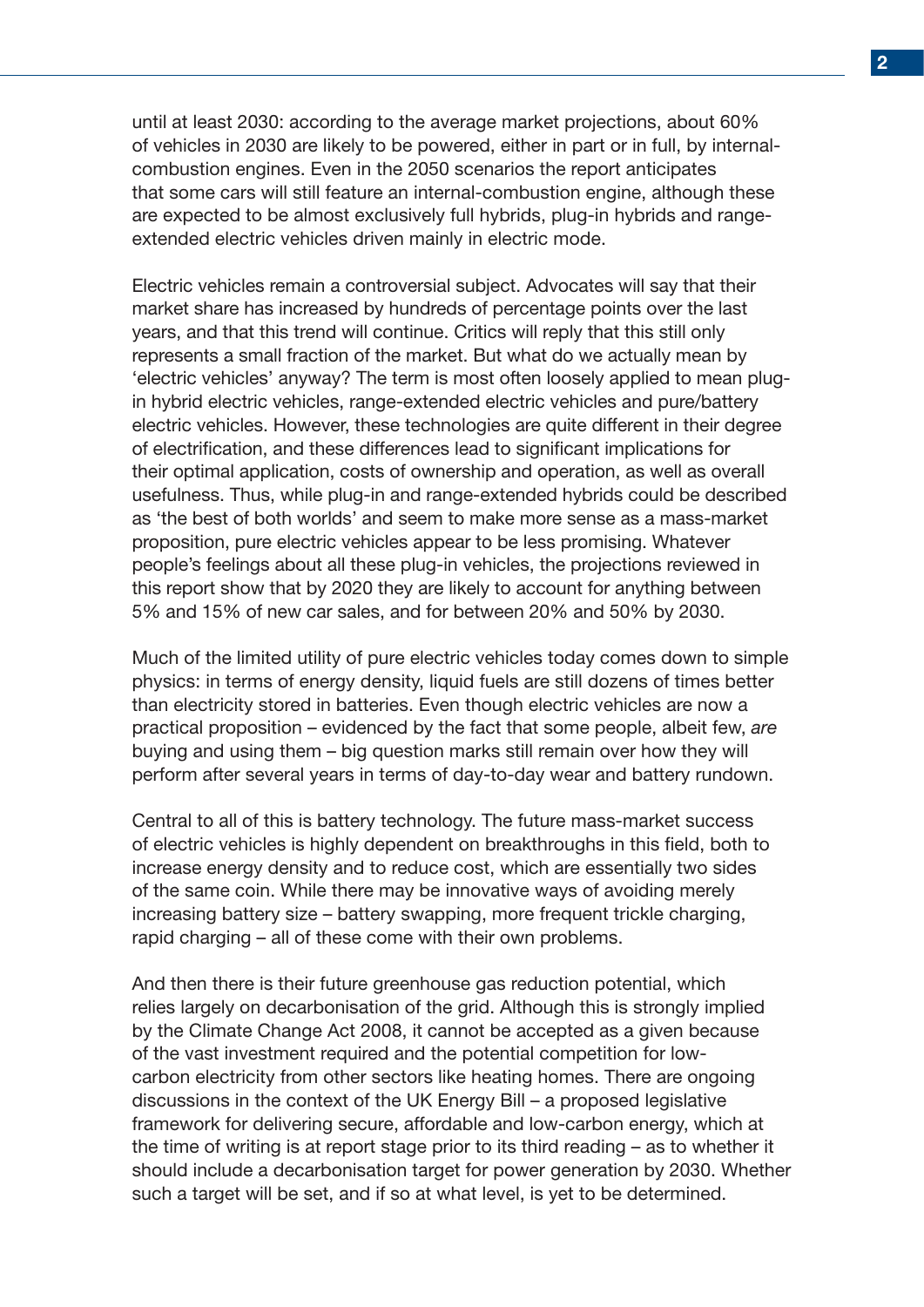until at least 2030: according to the average market projections, about 60% of vehicles in 2030 are likely to be powered, either in part or in full, by internal-combustion engines. Even in the 2050 scenarios the report anticipates that some cars will still feature an internal-combustion engine, although these are expected to be almost exclusively full hybrids, plug-in hybrids and range-extended electric vehicles driven mainly in electric mode.

Electric vehicles remain a controversial subject. Advocates will say that their market share has increased by hundreds of percentage points over the last years, and that this trend will continue. Critics will reply that this still only represents a small fraction of the market. But what do we actually mean by 'electric vehicles' anyway? The term is most often loosely applied to mean plug-in hybrid electric vehicles, range-extended electric vehicles and pure/battery electric vehicles. However, these technologies are quite different in their degree of electrification, and these differences lead to significant implications for their optimal application, costs of ownership and operation, as well as overall usefulness. Thus, while plug-in and range-extended hybrids could be described as 'the best of both worlds' and seem to make more sense as a mass-market proposition, pure electric vehicles appear to be less promising. Whatever people's feelings about all these plug-in vehicles, the projections reviewed in this report show that by 2020 they are likely to account for anything between 5% and 15% of new car sales, and for between 20% and 50% by 2030.

Much of the limited utility of pure electric vehicles today comes down to simple physics: in terms of energy density, liquid fuels are still dozens of times better than electricity stored in batteries. Even though electric vehicles are now a practical proposition – evidenced by the fact that some people, albeit few, *are* buying and using them – big question marks still remain over how they will perform after several years in terms of day-to-day wear and battery rundown.

Central to all of this is battery technology. The future mass-market success of electric vehicles is highly dependent on breakthroughs in this field, both to increase energy density and to reduce cost, which are essentially two sides of the same coin. While there may be innovative ways of avoiding merely increasing battery size – battery swapping, more frequent trickle charging, rapid charging – all of these come with their own problems.

And then there is their future greenhouse gas reduction potential, which relies largely on decarbonisation of the grid. Although this is strongly implied by the Climate Change Act 2008, it cannot be accepted as a given because of the vast investment required and the potential competition for low-carbon electricity from other sectors like heating homes. There are ongoing discussions in the context of the UK Energy Bill – a proposed legislative framework for delivering secure, affordable and low-carbon energy, which at the time of writing is at report stage prior to its third reading – as to whether it should include a decarbonisation target for power generation by 2030. Whether such a target will be set, and if so at what level, is yet to be determined.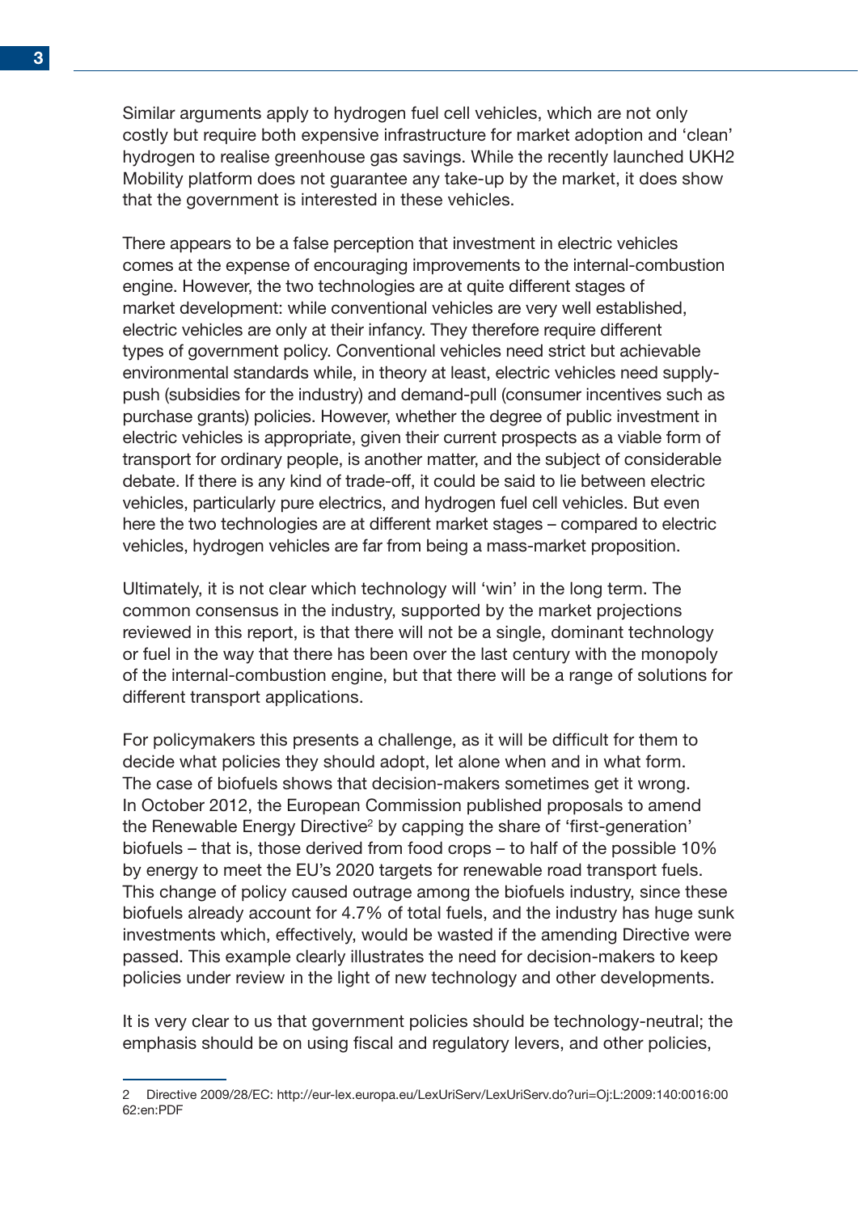Similar arguments apply to hydrogen fuel cell vehicles, which are not only costly but require both expensive infrastructure for market adoption and 'clean' hydrogen to realise greenhouse gas savings. While the recently launched UKH2 Mobility platform does not guarantee any take-up by the market, it does show that the government is interested in these vehicles.

There appears to be a false perception that investment in electric vehicles comes at the expense of encouraging improvements to the internal-combustion engine. However, the two technologies are at quite different stages of market development: while conventional vehicles are very well established, electric vehicles are only at their infancy. They therefore require different types of government policy. Conventional vehicles need strict but achievable environmental standards while, in theory at least, electric vehicles need supply-push (subsidies for the industry) and demand-pull (consumer incentives such as purchase grants) policies. However, whether the degree of public investment in electric vehicles is appropriate, given their current prospects as a viable form of transport for ordinary people, is another matter, and the subject of considerable debate. If there is any kind of trade-off, it could be said to lie between electric vehicles, particularly pure electrics, and hydrogen fuel cell vehicles. But even here the two technologies are at different market stages – compared to electric vehicles, hydrogen vehicles are far from being a mass-market proposition.

Ultimately, it is not clear which technology will 'win' in the long term. The common consensus in the industry, supported by the market projections reviewed in this report, is that there will not be a single, dominant technology or fuel in the way that there has been over the last century with the monopoly of the internal-combustion engine, but that there will be a range of solutions for different transport applications.

For policymakers this presents a challenge, as it will be difficult for them to decide what policies they should adopt, let alone when and in what form. The case of biofuels shows that decision-makers sometimes get it wrong. In October 2012, the European Commission published proposals to amend the Renewable Energy Directive[2] by capping the share of 'first-generation' biofuels – that is, those derived from food crops – to half of the possible 10% by energy to meet the EU's 2020 targets for renewable road transport fuels. This change of policy caused outrage among the biofuels industry, since these biofuels already account for 4.7% of total fuels, and the industry has huge sunk investments which, effectively, would be wasted if the amending Directive were passed. This example clearly illustrates the need for decision-makers to keep policies under review in the light of new technology and other developments.

It is very clear to us that government policies should be technology-neutral; the emphasis should be on using fiscal and regulatory levers, and other policies,

---

2 Directive 2009/28/EC: http://eur-lex.europa.eu/LexUriServ/LexUriServ.do?uri=Oj:L:2009:140:0016:0062:en:PDF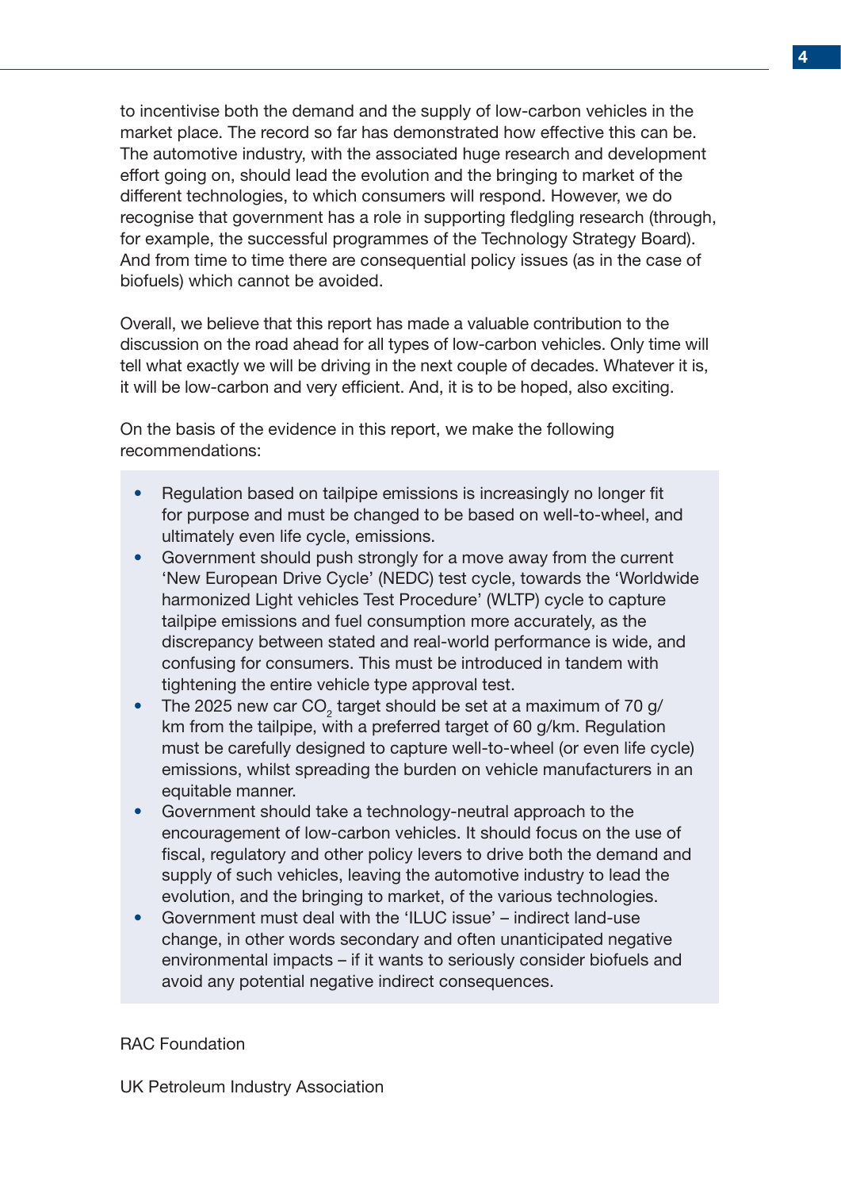to incentivise both the demand and the supply of low-carbon vehicles in the market place. The record so far has demonstrated how effective this can be. The automotive industry, with the associated huge research and development effort going on, should lead the evolution and the bringing to market of the different technologies, to which consumers will respond. However, we do recognise that government has a role in supporting fledgling research (through, for example, the successful programmes of the Technology Strategy Board). And from time to time there are consequential policy issues (as in the case of biofuels) which cannot be avoided.

Overall, we believe that this report has made a valuable contribution to the discussion on the road ahead for all types of low-carbon vehicles. Only time will tell what exactly we will be driving in the next couple of decades. Whatever it is, it will be low-carbon and very efficient. And, it is to be hoped, also exciting.

On the basis of the evidence in this report, we make the following recommendations:

- Regulation based on tailpipe emissions is increasingly no longer fit for purpose and must be changed to be based on well-to-wheel, and ultimately even life cycle, emissions.
- Government should push strongly for a move away from the current 'New European Drive Cycle' (NEDC) test cycle, towards the 'Worldwide harmonized Light vehicles Test Procedure' (WLTP) cycle to capture tailpipe emissions and fuel consumption more accurately, as the discrepancy between stated and real-world performance is wide, and confusing for consumers. This must be introduced in tandem with tightening the entire vehicle type approval test.
- The 2025 new car $CO_2$ target should be set at a maximum of 70 g/km from the tailpipe, with a preferred target of 60 g/km. Regulation must be carefully designed to capture well-to-wheel (or even life cycle) emissions, whilst spreading the burden on vehicle manufacturers in an equitable manner.
- Government should take a technology-neutral approach to the encouragement of low-carbon vehicles. It should focus on the use of fiscal, regulatory and other policy levers to drive both the demand and supply of such vehicles, leaving the automotive industry to lead the evolution, and the bringing to market, of the various technologies.
- Government must deal with the 'ILUC issue' – indirect land-use change, in other words secondary and often unanticipated negative environmental impacts – if it wants to seriously consider biofuels and avoid any potential negative indirect consequences.

RAC Foundation

UK Petroleum Industry Association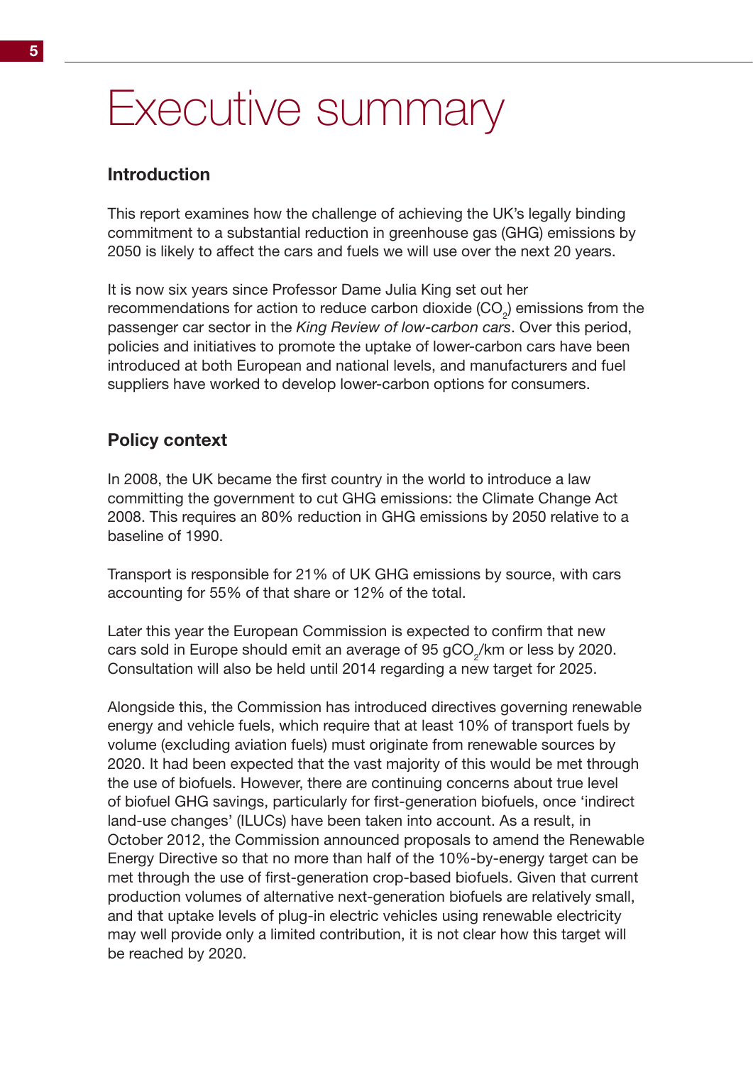# Executive summary

## Introduction

This report examines how the challenge of achieving the UK's legally binding commitment to a substantial reduction in greenhouse gas (GHG) emissions by 2050 is likely to affect the cars and fuels we will use over the next 20 years.

It is now six years since Professor Dame Julia King set out her recommendations for action to reduce carbon dioxide ($CO_2$) emissions from the passenger car sector in the *King Review of low-carbon cars*. Over this period, policies and initiatives to promote the uptake of lower-carbon cars have been introduced at both European and national levels, and manufacturers and fuel suppliers have worked to develop lower-carbon options for consumers.

## Policy context

In 2008, the UK became the first country in the world to introduce a law committing the government to cut GHG emissions: the Climate Change Act 2008. This requires an 80% reduction in GHG emissions by 2050 relative to a baseline of 1990.

Transport is responsible for 21% of UK GHG emissions by source, with cars accounting for 55% of that share or 12% of the total.

Later this year the European Commission is expected to confirm that new cars sold in Europe should emit an average of 95 $gCO_2$/km or less by 2020. Consultation will also be held until 2014 regarding a new target for 2025.

Alongside this, the Commission has introduced directives governing renewable energy and vehicle fuels, which require that at least 10% of transport fuels by volume (excluding aviation fuels) must originate from renewable sources by 2020. It had been expected that the vast majority of this would be met through the use of biofuels. However, there are continuing concerns about true level of biofuel GHG savings, particularly for first-generation biofuels, once 'indirect land-use changes' (ILUCs) have been taken into account. As a result, in October 2012, the Commission announced proposals to amend the Renewable Energy Directive so that no more than half of the 10%-by-energy target can be met through the use of first-generation crop-based biofuels. Given that current production volumes of alternative next-generation biofuels are relatively small, and that uptake levels of plug-in electric vehicles using renewable electricity may well provide only a limited contribution, it is not clear how this target will be reached by 2020.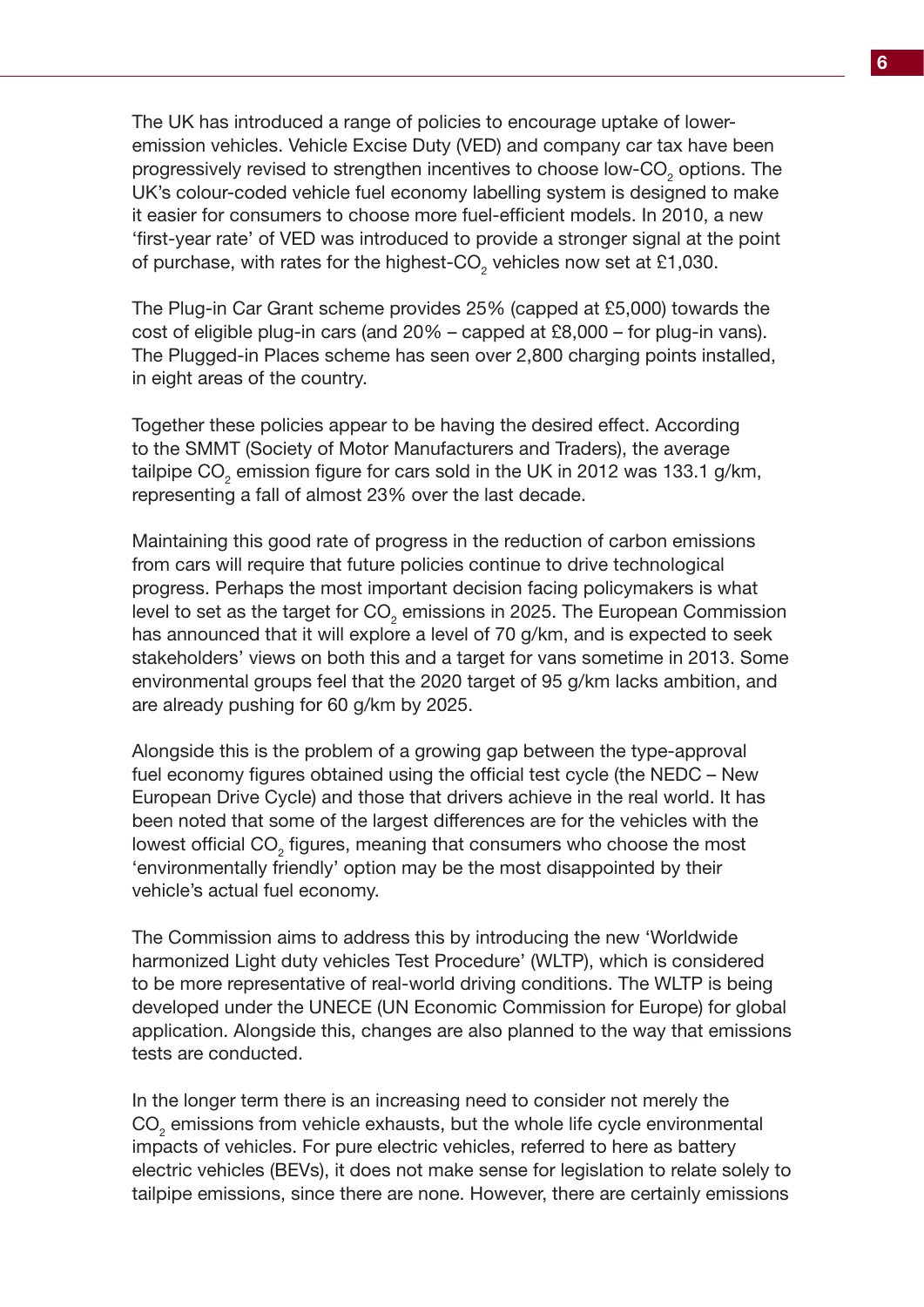The UK has introduced a range of policies to encourage uptake of lower-emission vehicles. Vehicle Excise Duty (VED) and company car tax have been progressively revised to strengthen incentives to choose low-$CO_2$ options. The UK's colour-coded vehicle fuel economy labelling system is designed to make it easier for consumers to choose more fuel-efficient models. In 2010, a new 'first-year rate' of VED was introduced to provide a stronger signal at the point of purchase, with rates for the highest-$CO_2$ vehicles now set at £1,030.

The Plug-in Car Grant scheme provides 25% (capped at £5,000) towards the cost of eligible plug-in cars (and 20% – capped at £8,000 – for plug-in vans). The Plugged-in Places scheme has seen over 2,800 charging points installed, in eight areas of the country.

Together these policies appear to be having the desired effect. According to the SMMT (Society of Motor Manufacturers and Traders), the average tailpipe $CO_2$ emission figure for cars sold in the UK in 2012 was 133.1 g/km, representing a fall of almost 23% over the last decade.

Maintaining this good rate of progress in the reduction of carbon emissions from cars will require that future policies continue to drive technological progress. Perhaps the most important decision facing policymakers is what level to set as the target for $CO_2$ emissions in 2025. The European Commission has announced that it will explore a level of 70 g/km, and is expected to seek stakeholders' views on both this and a target for vans sometime in 2013. Some environmental groups feel that the 2020 target of 95 g/km lacks ambition, and are already pushing for 60 g/km by 2025.

Alongside this is the problem of a growing gap between the type-approval fuel economy figures obtained using the official test cycle (the NEDC – New European Drive Cycle) and those that drivers achieve in the real world. It has been noted that some of the largest differences are for the vehicles with the lowest official $CO_2$ figures, meaning that consumers who choose the most 'environmentally friendly' option may be the most disappointed by their vehicle's actual fuel economy.

The Commission aims to address this by introducing the new 'Worldwide harmonized Light duty vehicles Test Procedure' (WLTP), which is considered to be more representative of real-world driving conditions. The WLTP is being developed under the UNECE (UN Economic Commission for Europe) for global application. Alongside this, changes are also planned to the way that emissions tests are conducted.

In the longer term there is an increasing need to consider not merely the $CO_2$ emissions from vehicle exhausts, but the whole life cycle environmental impacts of vehicles. For pure electric vehicles, referred to here as battery electric vehicles (BEVs), it does not make sense for legislation to relate solely to tailpipe emissions, since there are none. However, there are certainly emissions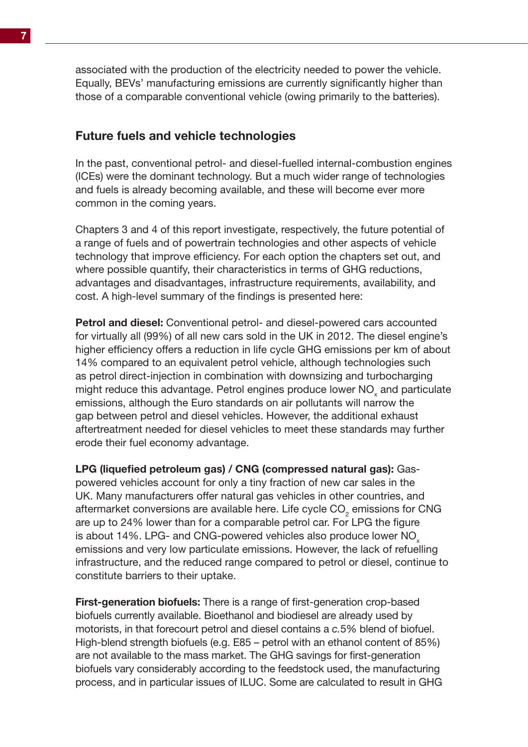associated with the production of the electricity needed to power the vehicle. Equally, BEVs' manufacturing emissions are currently significantly higher than those of a comparable conventional vehicle (owing primarily to the batteries).

## Future fuels and vehicle technologies

In the past, conventional petrol- and diesel-fuelled internal-combustion engines (ICEs) were the dominant technology. But a much wider range of technologies and fuels is already becoming available, and these will become ever more common in the coming years.

Chapters 3 and 4 of this report investigate, respectively, the future potential of a range of fuels and of powertrain technologies and other aspects of vehicle technology that improve efficiency. For each option the chapters set out, and where possible quantify, their characteristics in terms of GHG reductions, advantages and disadvantages, infrastructure requirements, availability, and cost. A high-level summary of the findings is presented here:

**Petrol and diesel:** Conventional petrol- and diesel-powered cars accounted for virtually all (99%) of all new cars sold in the UK in 2012. The diesel engine's higher efficiency offers a reduction in life cycle GHG emissions per km of about 14% compared to an equivalent petrol vehicle, although technologies such as petrol direct-injection in combination with downsizing and turbocharging might reduce this advantage. Petrol engines produce lower $NO_x$ and particulate emissions, although the Euro standards on air pollutants will narrow the gap between petrol and diesel vehicles. However, the additional exhaust aftertreatment needed for diesel vehicles to meet these standards may further erode their fuel economy advantage.

**LPG (liquefied petroleum gas) / CNG (compressed natural gas):** Gas-powered vehicles account for only a tiny fraction of new car sales in the UK. Many manufacturers offer natural gas vehicles in other countries, and aftermarket conversions are available here. Life cycle $CO_2$ emissions for CNG are up to 24% lower than for a comparable petrol car. For LPG the figure is about 14%. LPG- and CNG-powered vehicles also produce lower $NO_x$ emissions and very low particulate emissions. However, the lack of refuelling infrastructure, and the reduced range compared to petrol or diesel, continue to constitute barriers to their uptake.

**First-generation biofuels:** There is a range of first-generation crop-based biofuels currently available. Bioethanol and biodiesel are already used by motorists, in that forecourt petrol and diesel contains a *c.*5% blend of biofuel. High-blend strength biofuels (e.g. E85 – petrol with an ethanol content of 85%) are not available to the mass market. The GHG savings for first-generation biofuels vary considerably according to the feedstock used, the manufacturing process, and in particular issues of ILUC. Some are calculated to result in GHG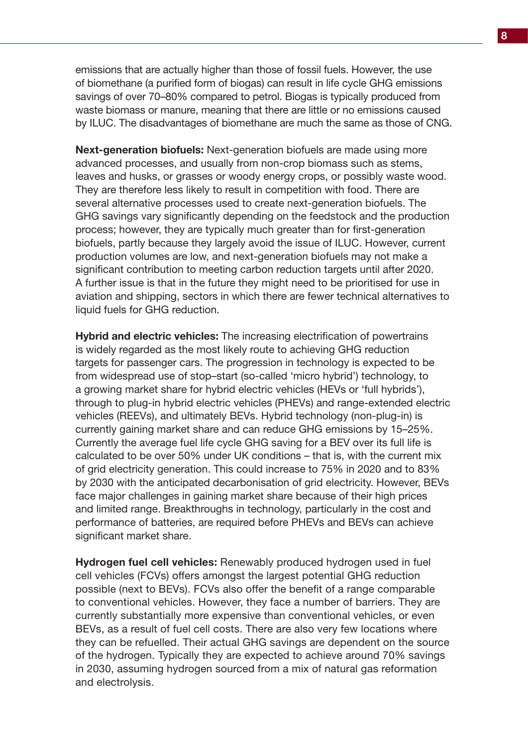emissions that are actually higher than those of fossil fuels. However, the use of biomethane (a purified form of biogas) can result in life cycle GHG emissions savings of over 70–80% compared to petrol. Biogas is typically produced from waste biomass or manure, meaning that there are little or no emissions caused by ILUC. The disadvantages of biomethane are much the same as those of CNG.

**Next-generation biofuels:** Next-generation biofuels are made using more advanced processes, and usually from non-crop biomass such as stems, leaves and husks, or grasses or woody energy crops, or possibly waste wood. They are therefore less likely to result in competition with food. There are several alternative processes used to create next-generation biofuels. The GHG savings vary significantly depending on the feedstock and the production process; however, they are typically much greater than for first-generation biofuels, partly because they largely avoid the issue of ILUC. However, current production volumes are low, and next-generation biofuels may not make a significant contribution to meeting carbon reduction targets until after 2020. A further issue is that in the future they might need to be prioritised for use in aviation and shipping, sectors in which there are fewer technical alternatives to liquid fuels for GHG reduction.

**Hybrid and electric vehicles:** The increasing electrification of powertrains is widely regarded as the most likely route to achieving GHG reduction targets for passenger cars. The progression in technology is expected to be from widespread use of stop–start (so-called 'micro hybrid') technology, to a growing market share for hybrid electric vehicles (HEVs or 'full hybrids'), through to plug-in hybrid electric vehicles (PHEVs) and range-extended electric vehicles (REEVs), and ultimately BEVs. Hybrid technology (non-plug-in) is currently gaining market share and can reduce GHG emissions by 15–25%. Currently the average fuel life cycle GHG saving for a BEV over its full life is calculated to be over 50% under UK conditions – that is, with the current mix of grid electricity generation. This could increase to 75% in 2020 and to 83% by 2030 with the anticipated decarbonisation of grid electricity. However, BEVs face major challenges in gaining market share because of their high prices and limited range. Breakthroughs in technology, particularly in the cost and performance of batteries, are required before PHEVs and BEVs can achieve significant market share.

**Hydrogen fuel cell vehicles:** Renewably produced hydrogen used in fuel cell vehicles (FCVs) offers amongst the largest potential GHG reduction possible (next to BEVs). FCVs also offer the benefit of a range comparable to conventional vehicles. However, they face a number of barriers. They are currently substantially more expensive than conventional vehicles, or even BEVs, as a result of fuel cell costs. There are also very few locations where they can be refuelled. Their actual GHG savings are dependent on the source of the hydrogen. Typically they are expected to achieve around 70% savings in 2030, assuming hydrogen sourced from a mix of natural gas reformation and electrolysis.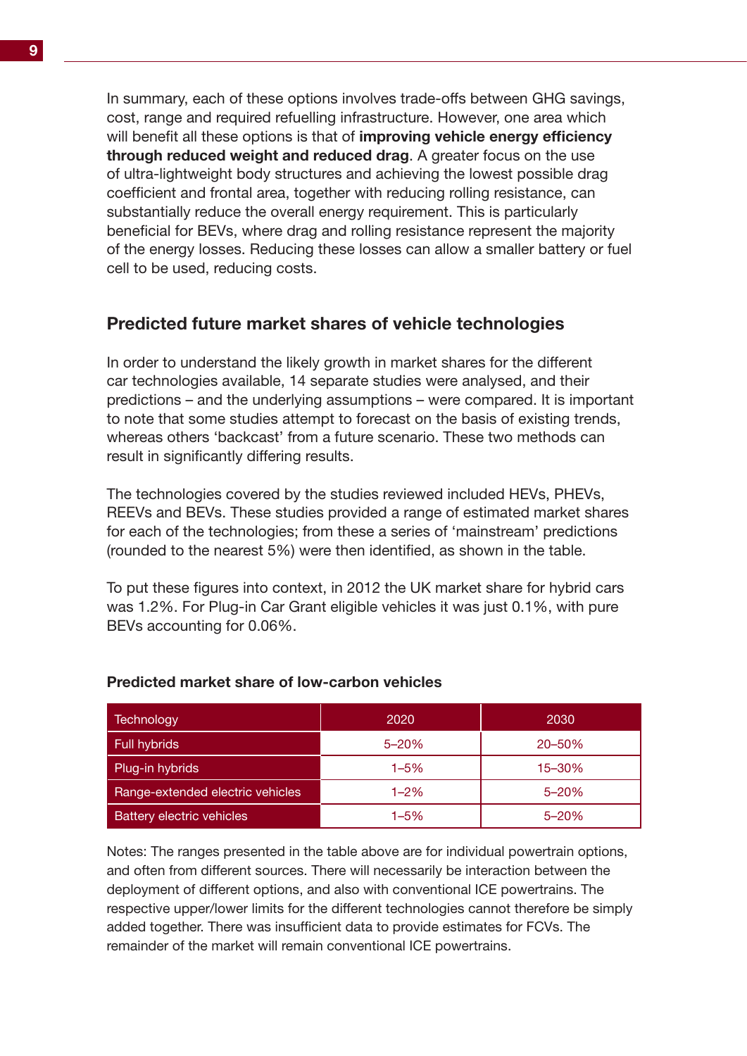In summary, each of these options involves trade-offs between GHG savings, cost, range and required refuelling infrastructure. However, one area which will benefit all these options is that of **improving vehicle energy efficiency through reduced weight and reduced drag**. A greater focus on the use of ultra-lightweight body structures and achieving the lowest possible drag coefficient and frontal area, together with reducing rolling resistance, can substantially reduce the overall energy requirement. This is particularly beneficial for BEVs, where drag and rolling resistance represent the majority of the energy losses. Reducing these losses can allow a smaller battery or fuel cell to be used, reducing costs.

## Predicted future market shares of vehicle technologies

In order to understand the likely growth in market shares for the different car technologies available, 14 separate studies were analysed, and their predictions – and the underlying assumptions – were compared. It is important to note that some studies attempt to forecast on the basis of existing trends, whereas others 'backcast' from a future scenario. These two methods can result in significantly differing results.

The technologies covered by the studies reviewed included HEVs, PHEVs, REEVs and BEVs. These studies provided a range of estimated market shares for each of the technologies; from these a series of 'mainstream' predictions (rounded to the nearest 5%) were then identified, as shown in the table.

To put these figures into context, in 2012 the UK market share for hybrid cars was 1.2%. For Plug-in Car Grant eligible vehicles it was just 0.1%, with pure BEVs accounting for 0.06%.

### Predicted market share of low-carbon vehicles

| Technology | 2020 | 2030 |
|---|---|---|
| Full hybrids | 5–20% | 20–50% |
| Plug-in hybrids | 1–5% | 15–30% |
| Range-extended electric vehicles | 1–2% | 5–20% |
| Battery electric vehicles | 1–5% | 5–20% |

Notes: The ranges presented in the table above are for individual powertrain options, and often from different sources. There will necessarily be interaction between the deployment of different options, and also with conventional ICE powertrains. The respective upper/lower limits for the different technologies cannot therefore be simply added together. There was insufficient data to provide estimates for FCVs. The remainder of the market will remain conventional ICE powertrains.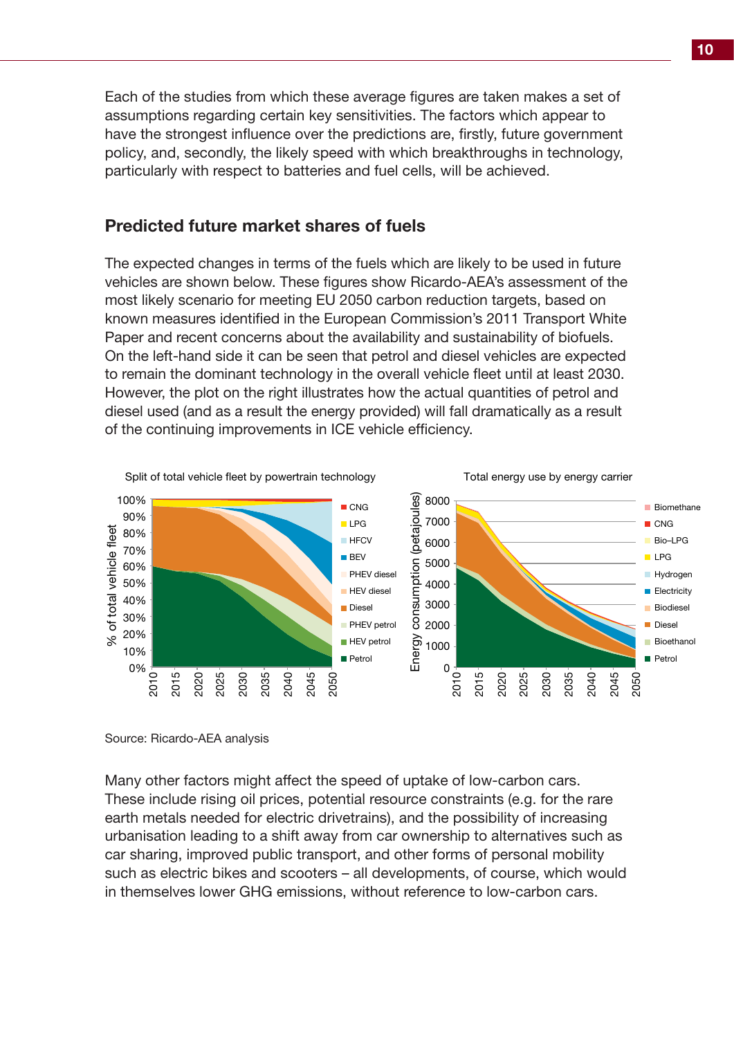Each of the studies from which these average figures are taken makes a set of assumptions regarding certain key sensitivities. The factors which appear to have the strongest influence over the predictions are, firstly, future government policy, and, secondly, the likely speed with which breakthroughs in technology, particularly with respect to batteries and fuel cells, will be achieved.

## Predicted future market shares of fuels

The expected changes in terms of the fuels which are likely to be used in future vehicles are shown below. These figures show Ricardo-AEA's assessment of the most likely scenario for meeting EU 2050 carbon reduction targets, based on known measures identified in the European Commission's 2011 Transport White Paper and recent concerns about the availability and sustainability of biofuels. On the left-hand side it can be seen that petrol and diesel vehicles are expected to remain the dominant technology in the overall vehicle fleet until at least 2030. However, the plot on the right illustrates how the actual quantities of petrol and diesel used (and as a result the energy provided) will fall dramatically as a result of the continuing improvements in ICE vehicle efficiency.

Split of total vehicle fleet by powertrain technology

Total energy use by energy carrier

Source: Ricardo-AEA analysis

Many other factors might affect the speed of uptake of low-carbon cars. These include rising oil prices, potential resource constraints (e.g. for the rare earth metals needed for electric drivetrains), and the possibility of increasing urbanisation leading to a shift away from car ownership to alternatives such as car sharing, improved public transport, and other forms of personal mobility such as electric bikes and scooters – all developments, of course, which would in themselves lower GHG emissions, without reference to low-carbon cars.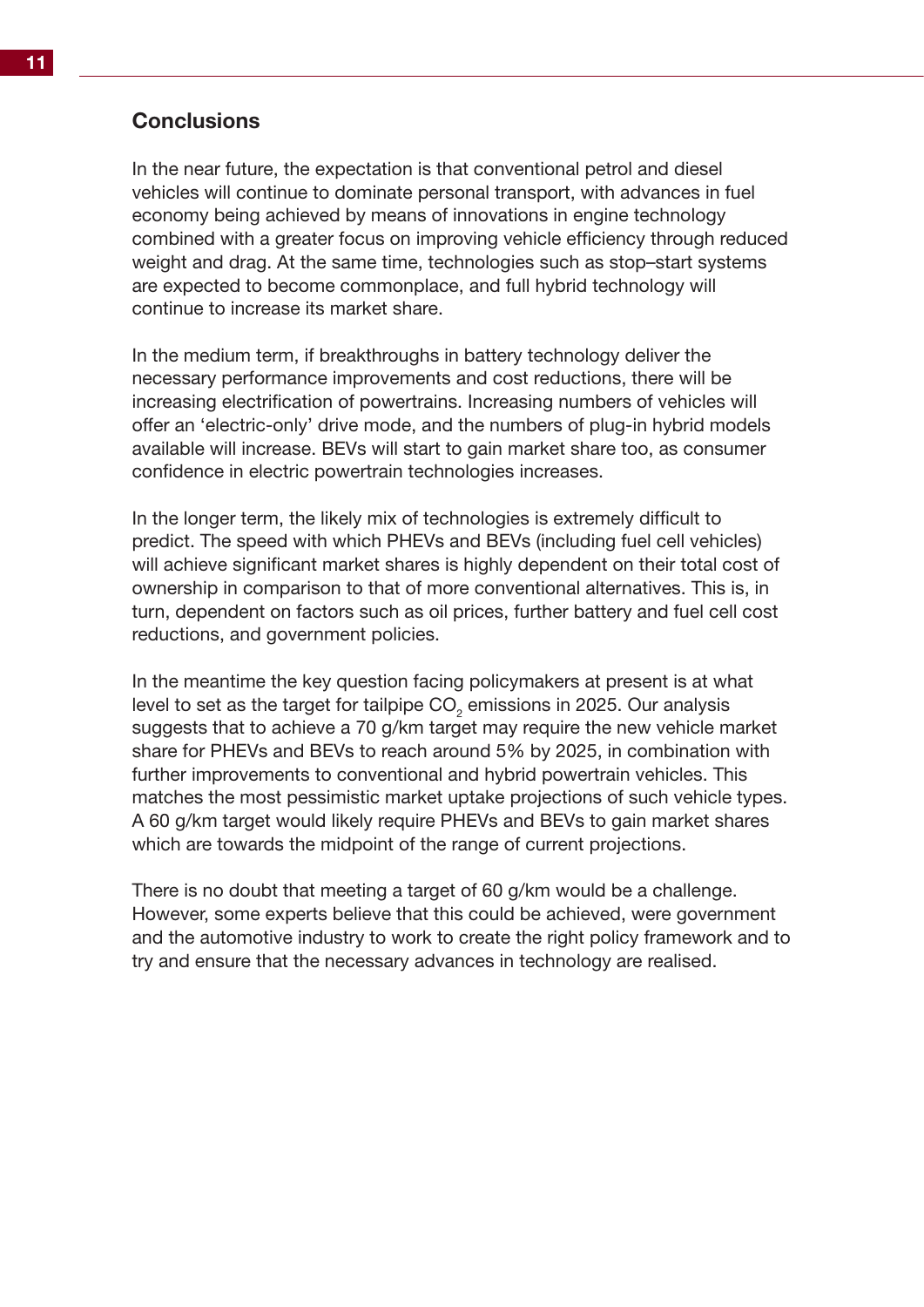## Conclusions

In the near future, the expectation is that conventional petrol and diesel vehicles will continue to dominate personal transport, with advances in fuel economy being achieved by means of innovations in engine technology combined with a greater focus on improving vehicle efficiency through reduced weight and drag. At the same time, technologies such as stop–start systems are expected to become commonplace, and full hybrid technology will continue to increase its market share.

In the medium term, if breakthroughs in battery technology deliver the necessary performance improvements and cost reductions, there will be increasing electrification of powertrains. Increasing numbers of vehicles will offer an 'electric-only' drive mode, and the numbers of plug-in hybrid models available will increase. BEVs will start to gain market share too, as consumer confidence in electric powertrain technologies increases.

In the longer term, the likely mix of technologies is extremely difficult to predict. The speed with which PHEVs and BEVs (including fuel cell vehicles) will achieve significant market shares is highly dependent on their total cost of ownership in comparison to that of more conventional alternatives. This is, in turn, dependent on factors such as oil prices, further battery and fuel cell cost reductions, and government policies.

In the meantime the key question facing policymakers at present is at what level to set as the target for tailpipe $CO_2$ emissions in 2025. Our analysis suggests that to achieve a 70 g/km target may require the new vehicle market share for PHEVs and BEVs to reach around 5% by 2025, in combination with further improvements to conventional and hybrid powertrain vehicles. This matches the most pessimistic market uptake projections of such vehicle types. A 60 g/km target would likely require PHEVs and BEVs to gain market shares which are towards the midpoint of the range of current projections.

There is no doubt that meeting a target of 60 g/km would be a challenge. However, some experts believe that this could be achieved, were government and the automotive industry to work to create the right policy framework and to try and ensure that the necessary advances in technology are realised.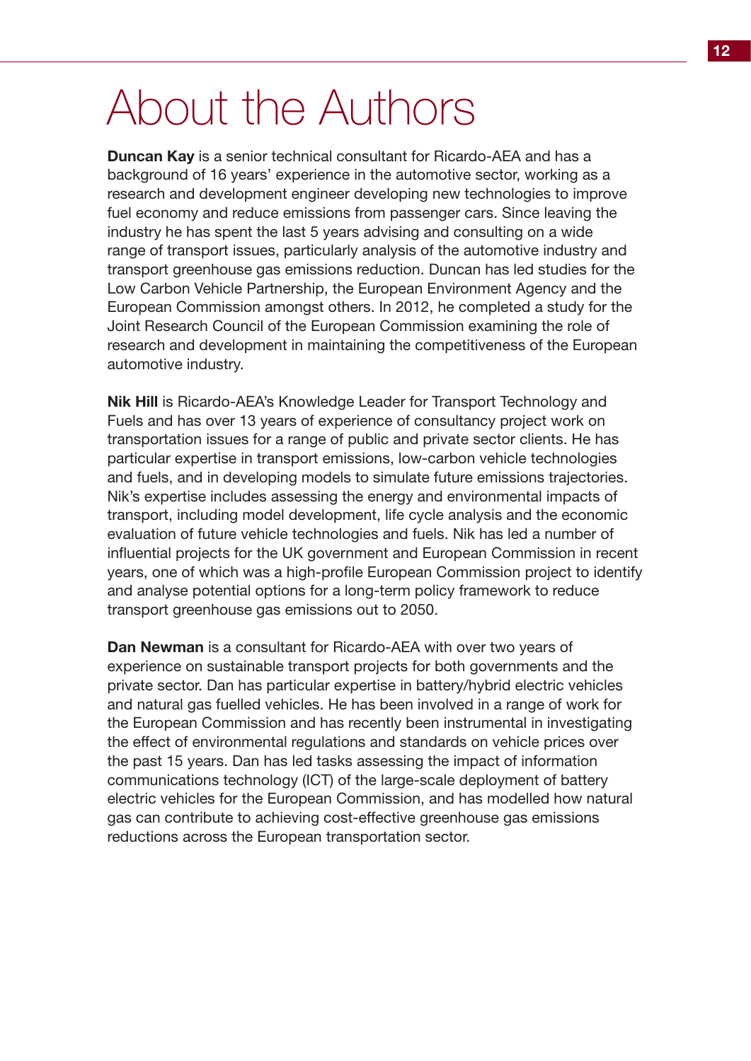# About the Authors

**Duncan Kay** is a senior technical consultant for Ricardo-AEA and has a background of 16 years' experience in the automotive sector, working as a research and development engineer developing new technologies to improve fuel economy and reduce emissions from passenger cars. Since leaving the industry he has spent the last 5 years advising and consulting on a wide range of transport issues, particularly analysis of the automotive industry and transport greenhouse gas emissions reduction. Duncan has led studies for the Low Carbon Vehicle Partnership, the European Environment Agency and the European Commission amongst others. In 2012, he completed a study for the Joint Research Council of the European Commission examining the role of research and development in maintaining the competitiveness of the European automotive industry.

**Nik Hill** is Ricardo-AEA's Knowledge Leader for Transport Technology and Fuels and has over 13 years of experience of consultancy project work on transportation issues for a range of public and private sector clients. He has particular expertise in transport emissions, low-carbon vehicle technologies and fuels, and in developing models to simulate future emissions trajectories. Nik's expertise includes assessing the energy and environmental impacts of transport, including model development, life cycle analysis and the economic evaluation of future vehicle technologies and fuels. Nik has led a number of influential projects for the UK government and European Commission in recent years, one of which was a high-profile European Commission project to identify and analyse potential options for a long-term policy framework to reduce transport greenhouse gas emissions out to 2050.

**Dan Newman** is a consultant for Ricardo-AEA with over two years of experience on sustainable transport projects for both governments and the private sector. Dan has particular expertise in battery/hybrid electric vehicles and natural gas fuelled vehicles. He has been involved in a range of work for the European Commission and has recently been instrumental in investigating the effect of environmental regulations and standards on vehicle prices over the past 15 years. Dan has led tasks assessing the impact of information communications technology (ICT) of the large-scale deployment of battery electric vehicles for the European Commission, and has modelled how natural gas can contribute to achieving cost-effective greenhouse gas emissions reductions across the European transportation sector.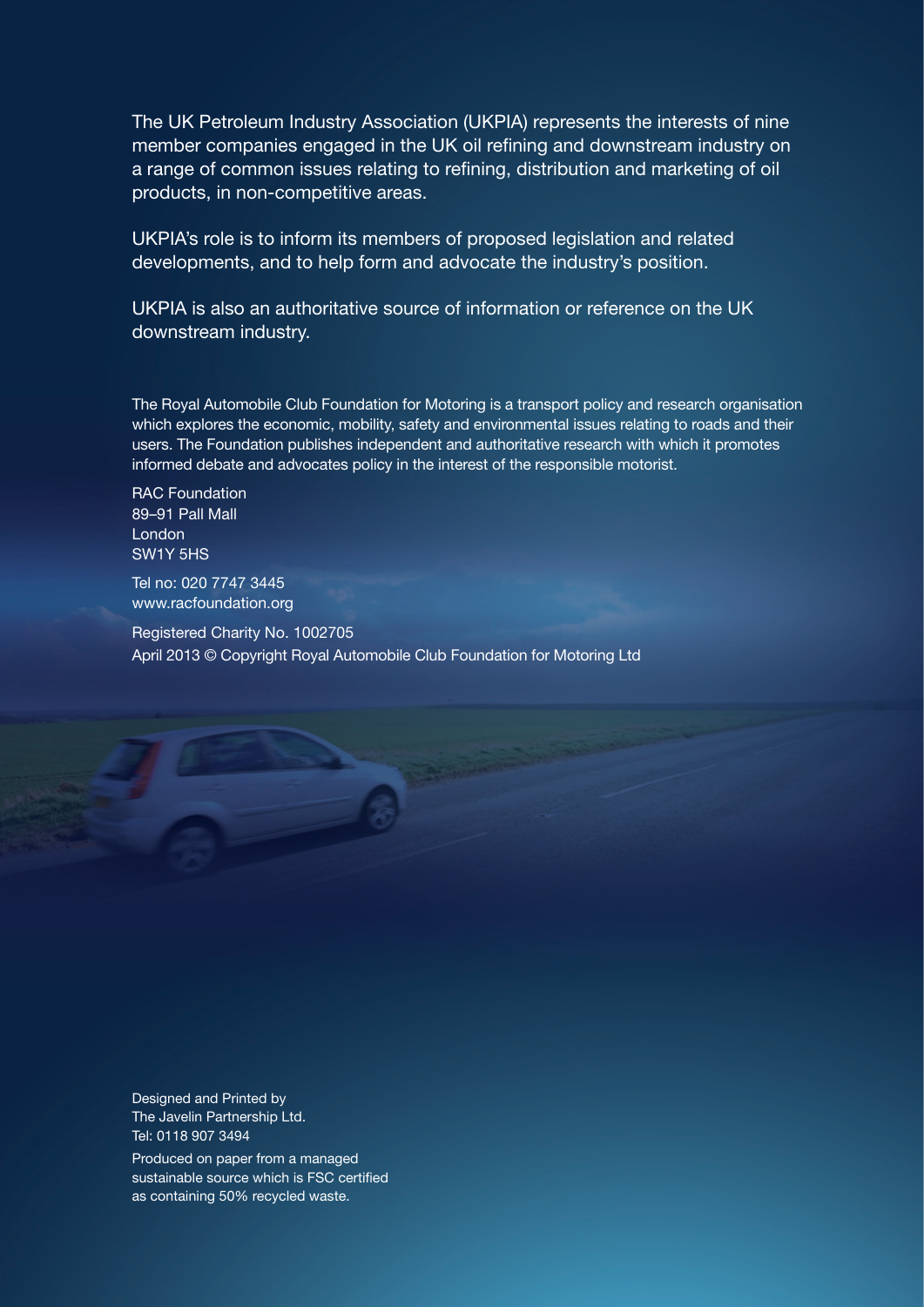The UK Petroleum Industry Association (UKPIA) represents the interests of nine member companies engaged in the UK oil refining and downstream industry on a range of common issues relating to refining, distribution and marketing of oil products, in non-competitive areas.

UKPIA's role is to inform its members of proposed legislation and related developments, and to help form and advocate the industry's position.

UKPIA is also an authoritative source of information or reference on the UK downstream industry.

The Royal Automobile Club Foundation for Motoring is a transport policy and research organisation which explores the economic, mobility, safety and environmental issues relating to roads and their users. The Foundation publishes independent and authoritative research with which it promotes informed debate and advocates policy in the interest of the responsible motorist.

RAC Foundation
89–91 Pall Mall
London
SW1Y 5HS

Tel no: 020 7747 3445
www.racfoundation.org

Registered Charity No. 1002705
April 2013 © Copyright Royal Automobile Club Foundation for Motoring Ltd

Designed and Printed by
The Javelin Partnership Ltd.
Tel: 0118 907 3494

Produced on paper from a managed sustainable source which is FSC certified as containing 50% recycled waste.